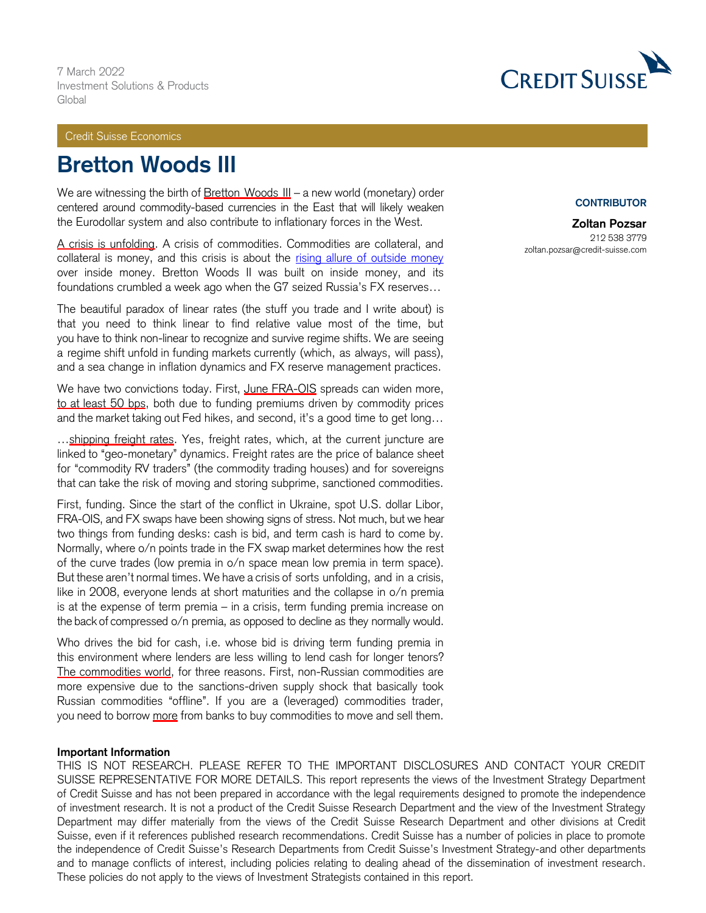7 March 2022
Investment Solutions & Products
Global

Credit Suisse Economics

# Bretton Woods III

**CONTRIBUTOR**

**Zoltan Pozsar**
212 538 3779
zoltan.pozsar@credit-suisse.com

We are witnessing the birth of Bretton Woods III – a new world (monetary) order centered around commodity-based currencies in the East that will likely weaken the Eurodollar system and also contribute to inflationary forces in the West.

A crisis is unfolding. A crisis of commodities. Commodities are collateral, and collateral is money, and this crisis is about the rising allure of outside money over inside money. Bretton Woods II was built on inside money, and its foundations crumbled a week ago when the G7 seized Russia's FX reserves…

The beautiful paradox of linear rates (the stuff you trade and I write about) is that you need to think linear to find relative value most of the time, but you have to think non-linear to recognize and survive regime shifts. We are seeing a regime shift unfold in funding markets currently (which, as always, will pass), and a sea change in inflation dynamics and FX reserve management practices.

We have two convictions today. First, June FRA-OIS spreads can widen more, to at least 50 bps, both due to funding premiums driven by commodity prices and the market taking out Fed hikes, and second, it's a good time to get long…

…shipping freight rates. Yes, freight rates, which, at the current juncture are linked to "geo-monetary" dynamics. Freight rates are the price of balance sheet for "commodity RV traders" (the commodity trading houses) and for sovereigns that can take the risk of moving and storing subprime, sanctioned commodities.

First, funding. Since the start of the conflict in Ukraine, spot U.S. dollar Libor, FRA-OIS, and FX swaps have been showing signs of stress. Not much, but we hear two things from funding desks: cash is bid, and term cash is hard to come by. Normally, where o/n points trade in the FX swap market determines how the rest of the curve trades (low premia in o/n space mean low premia in term space). But these aren't normal times. We have a crisis of sorts unfolding, and in a crisis, like in 2008, everyone lends at short maturities and the collapse in o/n premia is at the expense of term premia – in a crisis, term funding premia increase on the back of compressed o/n premia, as opposed to decline as they normally would.

Who drives the bid for cash, i.e. whose bid is driving term funding premia in this environment where lenders are less willing to lend cash for longer tenors? The commodities world, for three reasons. First, non-Russian commodities are more expensive due to the sanctions-driven supply shock that basically took Russian commodities "offline". If you are a (leveraged) commodities trader, you need to borrow more from banks to buy commodities to move and sell them.

**Important Information**

THIS IS NOT RESEARCH. PLEASE REFER TO THE IMPORTANT DISCLOSURES AND CONTACT YOUR CREDIT SUISSE REPRESENTATIVE FOR MORE DETAILS. This report represents the views of the Investment Strategy Department of Credit Suisse and has not been prepared in accordance with the legal requirements designed to promote the independence of investment research. It is not a product of the Credit Suisse Research Department and the view of the Investment Strategy Department may differ materially from the views of the Credit Suisse Research Department and other divisions at Credit Suisse, even if it references published research recommendations. Credit Suisse has a number of policies in place to promote the independence of Credit Suisse's Research Departments from Credit Suisse's Investment Strategy-and other departments and to manage conflicts of interest, including policies relating to dealing ahead of the dissemination of investment research. These policies do not apply to the views of Investment Strategists contained in this report.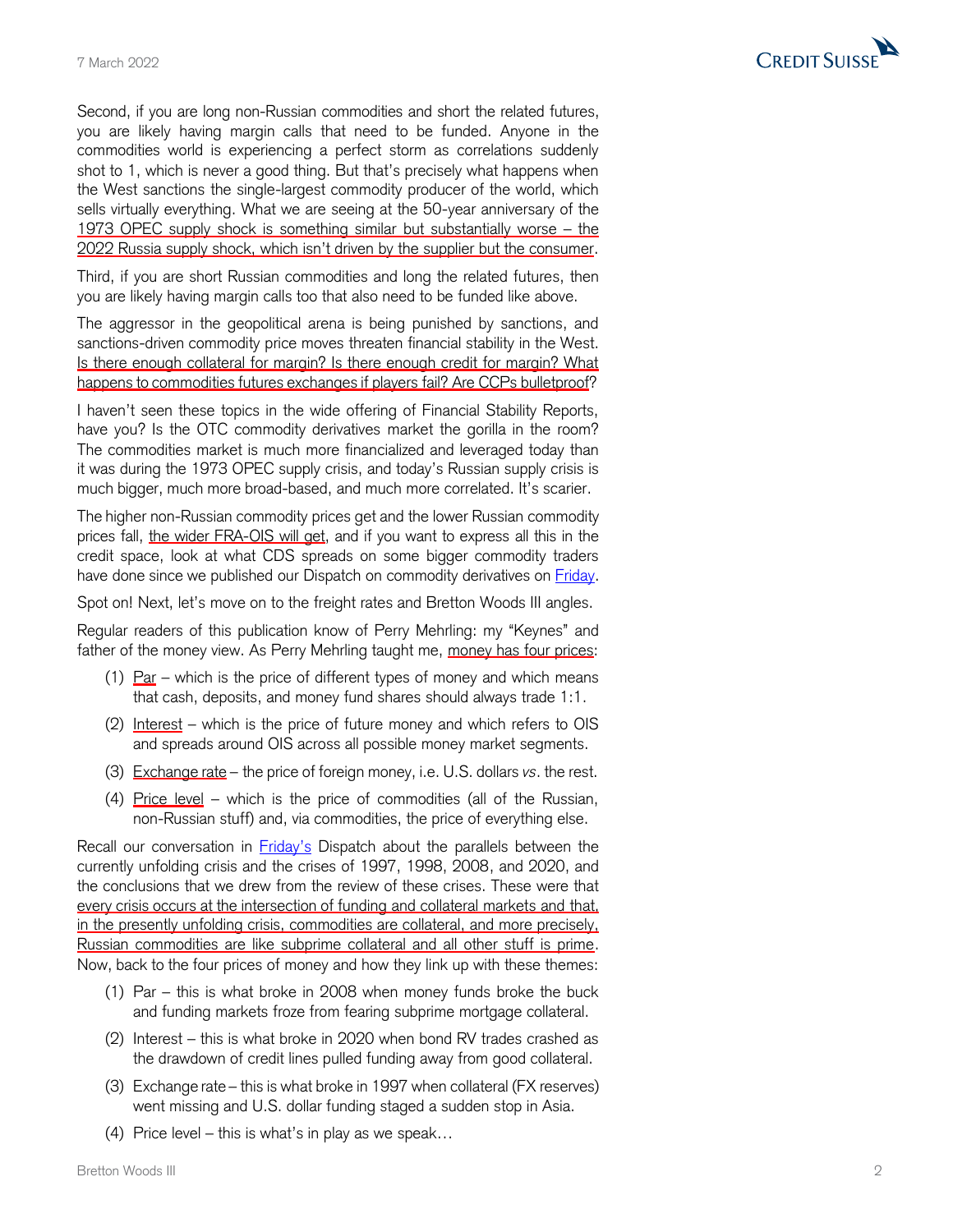Second, if you are long non-Russian commodities and short the related futures, you are likely having margin calls that need to be funded. Anyone in the commodities world is experiencing a perfect storm as correlations suddenly shot to 1, which is never a good thing. But that's precisely what happens when the West sanctions the single-largest commodity producer of the world, which sells virtually everything. What we are seeing at the 50-year anniversary of the 1973 OPEC supply shock is something similar but substantially worse – the 2022 Russia supply shock, which isn't driven by the supplier but the consumer.

Third, if you are short Russian commodities and long the related futures, then you are likely having margin calls too that also need to be funded like above.

The aggressor in the geopolitical arena is being punished by sanctions, and sanctions-driven commodity price moves threaten financial stability in the West. Is there enough collateral for margin? Is there enough credit for margin? What happens to commodities futures exchanges if players fail? Are CCPs bulletproof?

I haven't seen these topics in the wide offering of Financial Stability Reports, have you? Is the OTC commodity derivatives market the gorilla in the room? The commodities market is much more financialized and leveraged today than it was during the 1973 OPEC supply crisis, and today's Russian supply crisis is much bigger, much more broad-based, and much more correlated. It's scarier.

The higher non-Russian commodity prices get and the lower Russian commodity prices fall, the wider FRA-OIS will get, and if you want to express all this in the credit space, look at what CDS spreads on some bigger commodity traders have done since we published our Dispatch on commodity derivatives on Friday.

Spot on! Next, let's move on to the freight rates and Bretton Woods III angles.

Regular readers of this publication know of Perry Mehrling: my "Keynes" and father of the money view. As Perry Mehrling taught me, money has four prices:

(1) Par – which is the price of different types of money and which means that cash, deposits, and money fund shares should always trade 1:1.

(2) Interest – which is the price of future money and which refers to OIS and spreads around OIS across all possible money market segments.

(3) Exchange rate – the price of foreign money, i.e. U.S. dollars *vs*. the rest.

(4) Price level – which is the price of commodities (all of the Russian, non-Russian stuff) and, via commodities, the price of everything else.

Recall our conversation in Friday's Dispatch about the parallels between the currently unfolding crisis and the crises of 1997, 1998, 2008, and 2020, and the conclusions that we drew from the review of these crises. These were that every crisis occurs at the intersection of funding and collateral markets and that, in the presently unfolding crisis, commodities are collateral, and more precisely, Russian commodities are like subprime collateral and all other stuff is prime. Now, back to the four prices of money and how they link up with these themes:

(1) Par – this is what broke in 2008 when money funds broke the buck and funding markets froze from fearing subprime mortgage collateral.

(2) Interest – this is what broke in 2020 when bond RV trades crashed as the drawdown of credit lines pulled funding away from good collateral.

(3) Exchange rate – this is what broke in 1997 when collateral (FX reserves) went missing and U.S. dollar funding staged a sudden stop in Asia.

(4) Price level – this is what's in play as we speak…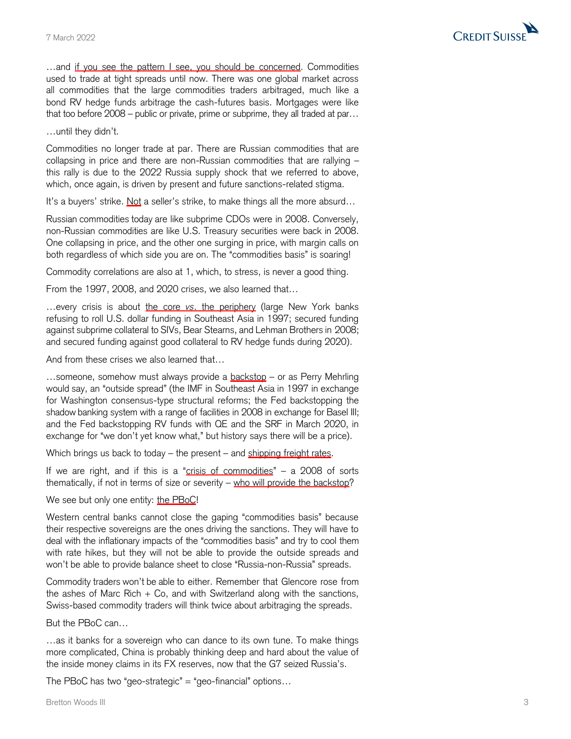…and if you see the pattern I see, you should be concerned. Commodities used to trade at tight spreads until now. There was one global market across all commodities that the large commodities traders arbitraged, much like a bond RV hedge funds arbitrage the cash-futures basis. Mortgages were like that too before 2008 – public or private, prime or subprime, they all traded at par…

…until they didn't.

Commodities no longer trade at par. There are Russian commodities that are collapsing in price and there are non-Russian commodities that are rallying – this rally is due to the 2022 Russia supply shock that we referred to above, which, once again, is driven by present and future sanctions-related stigma.

It's a buyers' strike. Not a seller's strike, to make things all the more absurd…

Russian commodities today are like subprime CDOs were in 2008. Conversely, non-Russian commodities are like U.S. Treasury securities were back in 2008. One collapsing in price, and the other one surging in price, with margin calls on both regardless of which side you are on. The "commodities basis" is soaring!

Commodity correlations are also at 1, which, to stress, is never a good thing.

From the 1997, 2008, and 2020 crises, we also learned that…

…every crisis is about the core *vs.* the periphery (large New York banks refusing to roll U.S. dollar funding in Southeast Asia in 1997; secured funding against subprime collateral to SIVs, Bear Stearns, and Lehman Brothers in 2008; and secured funding against good collateral to RV hedge funds during 2020).

And from these crises we also learned that…

…someone, somehow must always provide a backstop – or as Perry Mehrling would say, an "outside spread" (the IMF in Southeast Asia in 1997 in exchange for Washington consensus-type structural reforms; the Fed backstopping the shadow banking system with a range of facilities in 2008 in exchange for Basel III; and the Fed backstopping RV funds with QE and the SRF in March 2020, in exchange for "we don't yet know what," but history says there will be a price).

Which brings us back to today – the present – and shipping freight rates.

If we are right, and if this is a "crisis of commodities" – a 2008 of sorts thematically, if not in terms of size or severity – who will provide the backstop?

We see but only one entity: the PBoC!

Western central banks cannot close the gaping "commodities basis" because their respective sovereigns are the ones driving the sanctions. They will have to deal with the inflationary impacts of the "commodities basis" and try to cool them with rate hikes, but they will not be able to provide the outside spreads and won't be able to provide balance sheet to close "Russia-non-Russia" spreads.

Commodity traders won't be able to either. Remember that Glencore rose from the ashes of Marc Rich + Co, and with Switzerland along with the sanctions, Swiss-based commodity traders will think twice about arbitraging the spreads.

But the PBoC can…

…as it banks for a sovereign who can dance to its own tune. To make things more complicated, China is probably thinking deep and hard about the value of the inside money claims in its FX reserves, now that the G7 seized Russia's.

The PBoC has two "geo-strategic" = "geo-financial" options…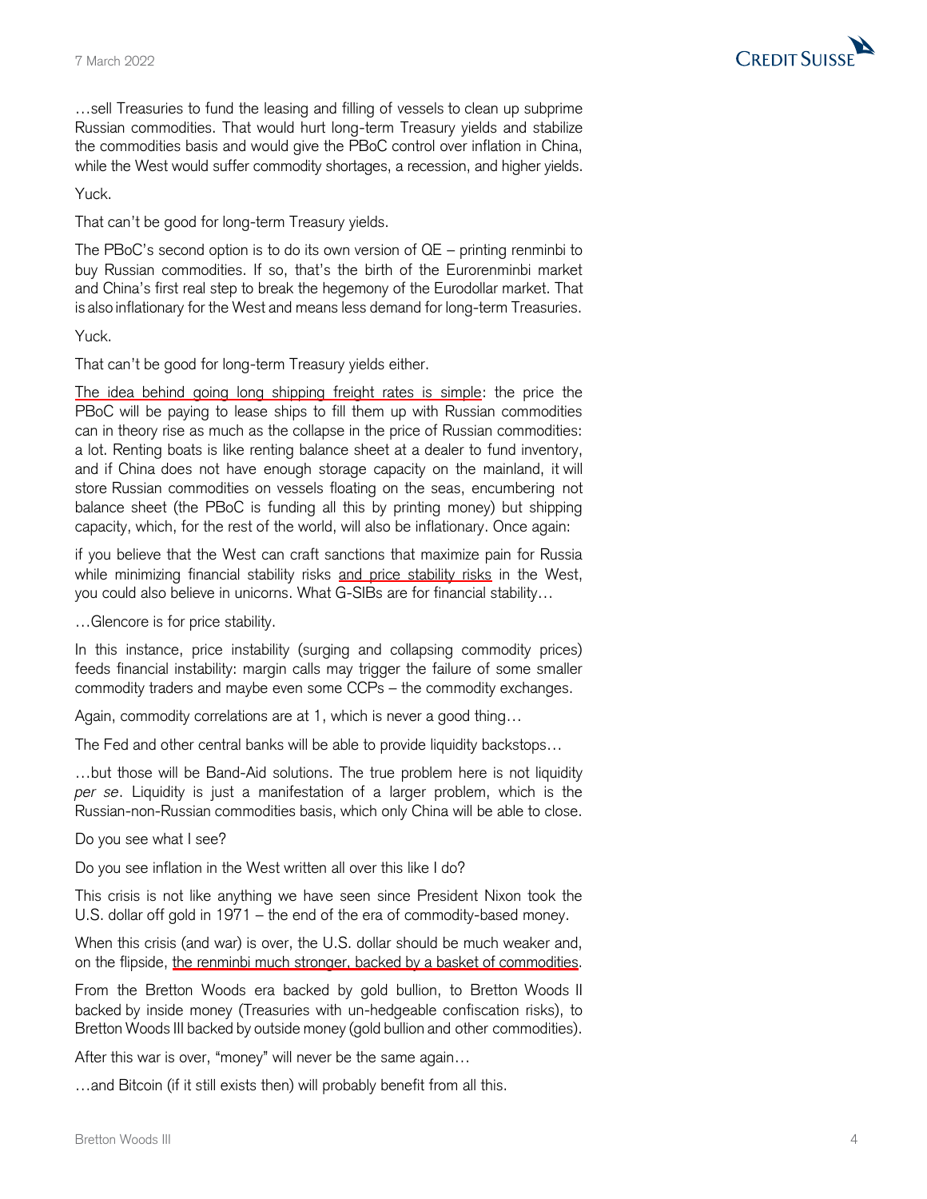…sell Treasuries to fund the leasing and filling of vessels to clean up subprime Russian commodities. That would hurt long-term Treasury yields and stabilize the commodities basis and would give the PBoC control over inflation in China, while the West would suffer commodity shortages, a recession, and higher yields.

Yuck.

That can't be good for long-term Treasury yields.

The PBoC's second option is to do its own version of QE – printing renminbi to buy Russian commodities. If so, that's the birth of the Eurorenminbi market and China's first real step to break the hegemony of the Eurodollar market. That is also inflationary for the West and means less demand for long-term Treasuries.

Yuck.

That can't be good for long-term Treasury yields either.

The idea behind going long shipping freight rates is simple: the price the PBoC will be paying to lease ships to fill them up with Russian commodities can in theory rise as much as the collapse in the price of Russian commodities: a lot. Renting boats is like renting balance sheet at a dealer to fund inventory, and if China does not have enough storage capacity on the mainland, it will store Russian commodities on vessels floating on the seas, encumbering not balance sheet (the PBoC is funding all this by printing money) but shipping capacity, which, for the rest of the world, will also be inflationary. Once again:

if you believe that the West can craft sanctions that maximize pain for Russia while minimizing financial stability risks and price stability risks in the West, you could also believe in unicorns. What G-SIBs are for financial stability…

…Glencore is for price stability.

In this instance, price instability (surging and collapsing commodity prices) feeds financial instability: margin calls may trigger the failure of some smaller commodity traders and maybe even some CCPs – the commodity exchanges.

Again, commodity correlations are at 1, which is never a good thing…

The Fed and other central banks will be able to provide liquidity backstops…

…but those will be Band-Aid solutions. The true problem here is not liquidity *per se*. Liquidity is just a manifestation of a larger problem, which is the Russian-non-Russian commodities basis, which only China will be able to close.

Do you see what I see?

Do you see inflation in the West written all over this like I do?

This crisis is not like anything we have seen since President Nixon took the U.S. dollar off gold in 1971 – the end of the era of commodity-based money.

When this crisis (and war) is over, the U.S. dollar should be much weaker and, on the flipside, the renminbi much stronger, backed by a basket of commodities.

From the Bretton Woods era backed by gold bullion, to Bretton Woods II backed by inside money (Treasuries with un-hedgeable confiscation risks), to Bretton Woods III backed by outside money (gold bullion and other commodities).

After this war is over, "money" will never be the same again…

…and Bitcoin (if it still exists then) will probably benefit from all this.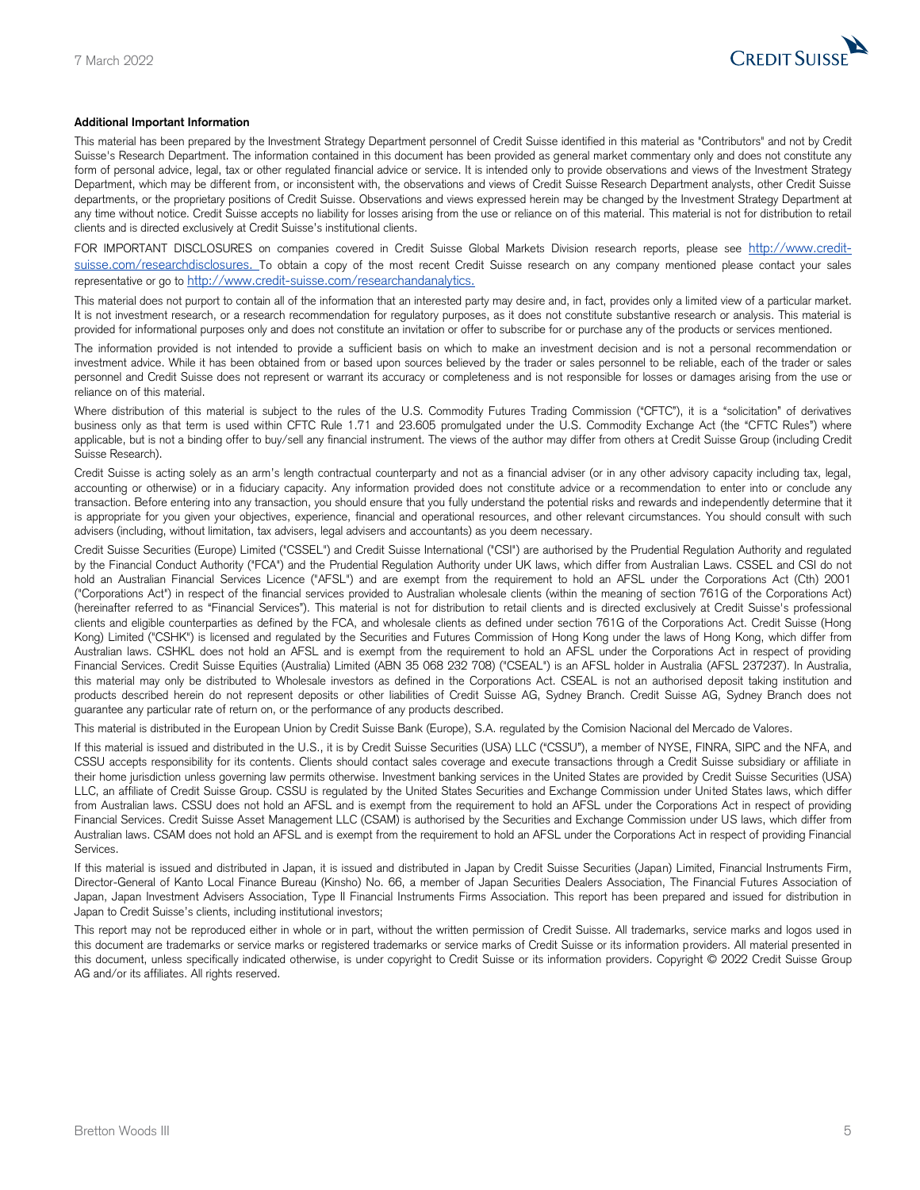**Additional Important Information**

This material has been prepared by the Investment Strategy Department personnel of Credit Suisse identified in this material as "Contributors" and not by Credit Suisse's Research Department. The information contained in this document has been provided as general market commentary only and does not constitute any form of personal advice, legal, tax or other regulated financial advice or service. It is intended only to provide observations and views of the Investment Strategy Department, which may be different from, or inconsistent with, the observations and views of Credit Suisse Research Department analysts, other Credit Suisse departments, or the proprietary positions of Credit Suisse. Observations and views expressed herein may be changed by the Investment Strategy Department at any time without notice. Credit Suisse accepts no liability for losses arising from the use or reliance on of this material. This material is not for distribution to retail clients and is directed exclusively at Credit Suisse's institutional clients.

FOR IMPORTANT DISCLOSURES on companies covered in Credit Suisse Global Markets Division research reports, please see http://www.credit-suisse.com/researchdisclosures. To obtain a copy of the most recent Credit Suisse research on any company mentioned please contact your sales representative or go to http://www.credit-suisse.com/researchandanalytics.

This material does not purport to contain all of the information that an interested party may desire and, in fact, provides only a limited view of a particular market. It is not investment research, or a research recommendation for regulatory purposes, as it does not constitute substantive research or analysis. This material is provided for informational purposes only and does not constitute an invitation or offer to subscribe for or purchase any of the products or services mentioned.

The information provided is not intended to provide a sufficient basis on which to make an investment decision and is not a personal recommendation or investment advice. While it has been obtained from or based upon sources believed by the trader or sales personnel to be reliable, each of the trader or sales personnel and Credit Suisse does not represent or warrant its accuracy or completeness and is not responsible for losses or damages arising from the use or reliance on of this material.

Where distribution of this material is subject to the rules of the U.S. Commodity Futures Trading Commission ("CFTC"), it is a "solicitation" of derivatives business only as that term is used within CFTC Rule 1.71 and 23.605 promulgated under the U.S. Commodity Exchange Act (the "CFTC Rules") where applicable, but is not a binding offer to buy/sell any financial instrument. The views of the author may differ from others at Credit Suisse Group (including Credit Suisse Research).

Credit Suisse is acting solely as an arm's length contractual counterparty and not as a financial adviser (or in any other advisory capacity including tax, legal, accounting or otherwise) or in a fiduciary capacity. Any information provided does not constitute advice or a recommendation to enter into or conclude any transaction. Before entering into any transaction, you should ensure that you fully understand the potential risks and rewards and independently determine that it is appropriate for you given your objectives, experience, financial and operational resources, and other relevant circumstances. You should consult with such advisers (including, without limitation, tax advisers, legal advisers and accountants) as you deem necessary.

Credit Suisse Securities (Europe) Limited ("CSSEL") and Credit Suisse International ("CSI") are authorised by the Prudential Regulation Authority and regulated by the Financial Conduct Authority ("FCA") and the Prudential Regulation Authority under UK laws, which differ from Australian Laws. CSSEL and CSI do not hold an Australian Financial Services Licence ("AFSL") and are exempt from the requirement to hold an AFSL under the Corporations Act (Cth) 2001 ("Corporations Act") in respect of the financial services provided to Australian wholesale clients (within the meaning of section 761G of the Corporations Act) (hereinafter referred to as "Financial Services"). This material is not for distribution to retail clients and is directed exclusively at Credit Suisse's professional clients and eligible counterparties as defined by the FCA, and wholesale clients as defined under section 761G of the Corporations Act. Credit Suisse (Hong Kong) Limited ("CSHK") is licensed and regulated by the Securities and Futures Commission of Hong Kong under the laws of Hong Kong, which differ from Australian laws. CSHKL does not hold an AFSL and is exempt from the requirement to hold an AFSL under the Corporations Act in respect of providing Financial Services. Credit Suisse Equities (Australia) Limited (ABN 35 068 232 708) ("CSEAL") is an AFSL holder in Australia (AFSL 237237). In Australia, this material may only be distributed to Wholesale investors as defined in the Corporations Act. CSEAL is not an authorised deposit taking institution and products described herein do not represent deposits or other liabilities of Credit Suisse AG, Sydney Branch. Credit Suisse AG, Sydney Branch does not guarantee any particular rate of return on, or the performance of any products described.

This material is distributed in the European Union by Credit Suisse Bank (Europe), S.A. regulated by the Comision Nacional del Mercado de Valores.

If this material is issued and distributed in the U.S., it is by Credit Suisse Securities (USA) LLC ("CSSU"), a member of NYSE, FINRA, SIPC and the NFA, and CSSU accepts responsibility for its contents. Clients should contact sales coverage and execute transactions through a Credit Suisse subsidiary or affiliate in their home jurisdiction unless governing law permits otherwise. Investment banking services in the United States are provided by Credit Suisse Securities (USA) LLC, an affiliate of Credit Suisse Group. CSSU is regulated by the United States Securities and Exchange Commission under United States laws, which differ from Australian laws. CSSU does not hold an AFSL and is exempt from the requirement to hold an AFSL under the Corporations Act in respect of providing Financial Services. Credit Suisse Asset Management LLC (CSAM) is authorised by the Securities and Exchange Commission under US laws, which differ from Australian laws. CSAM does not hold an AFSL and is exempt from the requirement to hold an AFSL under the Corporations Act in respect of providing Financial Services.

If this material is issued and distributed in Japan, it is issued and distributed in Japan by Credit Suisse Securities (Japan) Limited, Financial Instruments Firm, Director-General of Kanto Local Finance Bureau (Kinsho) No. 66, a member of Japan Securities Dealers Association, The Financial Futures Association of Japan, Japan Investment Advisers Association, Type II Financial Instruments Firms Association. This report has been prepared and issued for distribution in Japan to Credit Suisse's clients, including institutional investors;

This report may not be reproduced either in whole or in part, without the written permission of Credit Suisse. All trademarks, service marks and logos used in this document are trademarks or service marks or registered trademarks or service marks of Credit Suisse or its information providers. All material presented in this document, unless specifically indicated otherwise, is under copyright to Credit Suisse or its information providers. Copyright © 2022 Credit Suisse Group AG and/or its affiliates. All rights reserved.